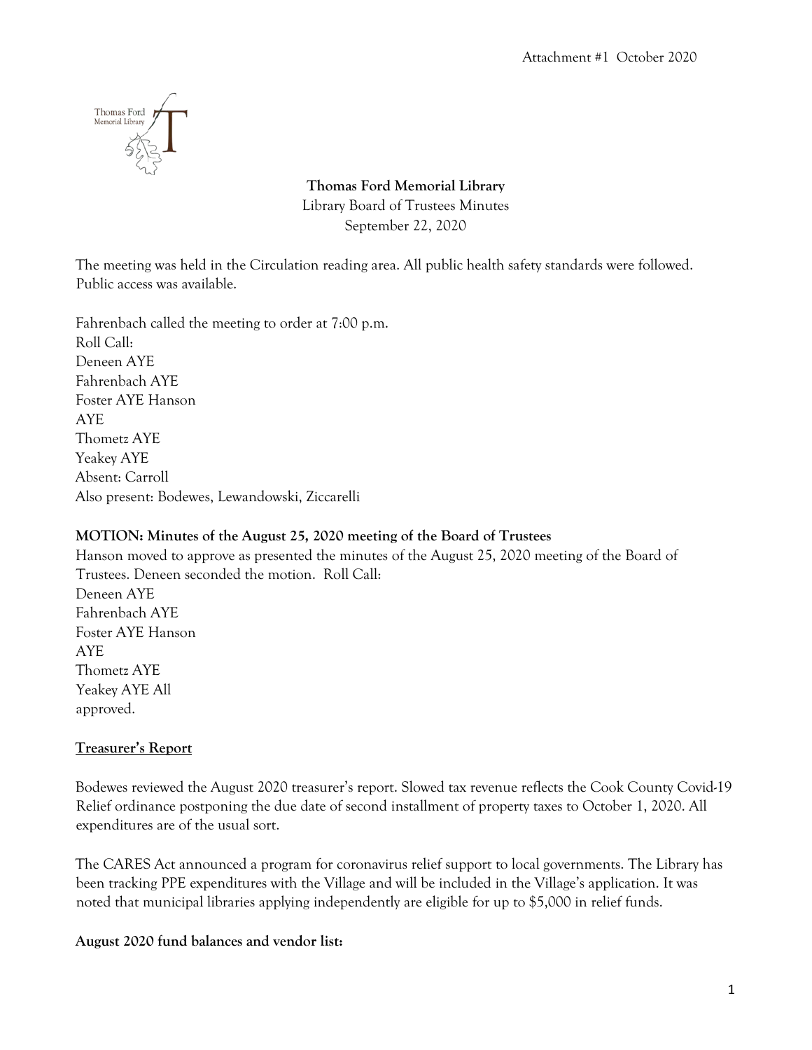Attachment #1 October 2020

**Thomas Ford Memorial Library**
Library Board of Trustees Minutes
September 22, 2020

The meeting was held in the Circulation reading area. All public health safety standards were followed. Public access was available.

Fahrenbach called the meeting to order at 7:00 p.m.
Roll Call:
Deneen AYE
Fahrenbach AYE
Foster AYE Hanson
AYE
Thometz AYE
Yeakey AYE
Absent: Carroll
Also present: Bodewes, Lewandowski, Ziccarelli

**MOTION: Minutes of the August 25, 2020 meeting of the Board of Trustees**
Hanson moved to approve as presented the minutes of the August 25, 2020 meeting of the Board of Trustees. Deneen seconded the motion. Roll Call:
Deneen AYE
Fahrenbach AYE
Foster AYE Hanson
AYE
Thometz AYE
Yeakey AYE All
approved.

**Treasurer's Report**

Bodewes reviewed the August 2020 treasurer's report. Slowed tax revenue reflects the Cook County Covid-19 Relief ordinance postponing the due date of second installment of property taxes to October 1, 2020. All expenditures are of the usual sort.

The CARES Act announced a program for coronavirus relief support to local governments. The Library has been tracking PPE expenditures with the Village and will be included in the Village's application. It was noted that municipal libraries applying independently are eligible for up to $5,000 in relief funds.

**August 2020 fund balances and vendor list:**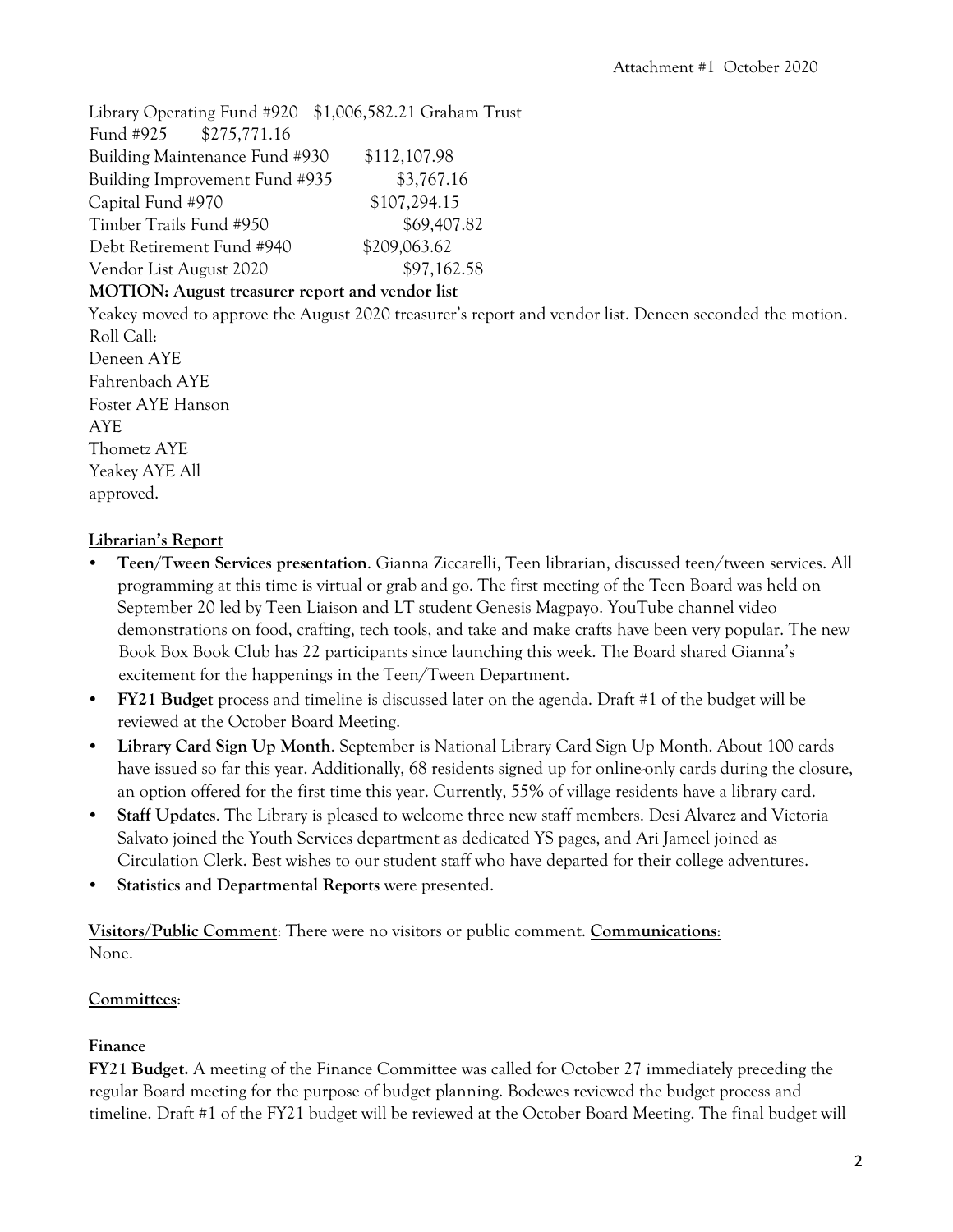Library Operating Fund #920 $1,006,582.21 Graham Trust Fund #925 $275,771.16
Building Maintenance Fund #930 $112,107.98
Building Improvement Fund #935 $3,767.16
Capital Fund #970 $107,294.15
Timber Trails Fund #950 $69,407.82
Debt Retirement Fund #940 $209,063.62
Vendor List August 2020 $97,162.58

**MOTION: August treasurer report and vendor list**

Yeakey moved to approve the August 2020 treasurer's report and vendor list. Deneen seconded the motion.
Roll Call:
Deneen AYE
Fahrenbach AYE
Foster AYE Hanson AYE
Thometz AYE
Yeakey AYE All approved.

## Librarian's Report

- **Teen/Tween Services presentation**. Gianna Ziccarelli, Teen librarian, discussed teen/tween services. All programming at this time is virtual or grab and go. The first meeting of the Teen Board was held on September 20 led by Teen Liaison and LT student Genesis Magpayo. YouTube channel video demonstrations on food, crafting, tech tools, and take and make crafts have been very popular. The new Book Box Book Club has 22 participants since launching this week. The Board shared Gianna's excitement for the happenings in the Teen/Tween Department.
- **FY21 Budget** process and timeline is discussed later on the agenda. Draft #1 of the budget will be reviewed at the October Board Meeting.
- **Library Card Sign Up Month**. September is National Library Card Sign Up Month. About 100 cards have issued so far this year. Additionally, 68 residents signed up for online-only cards during the closure, an option offered for the first time this year. Currently, 55% of village residents have a library card.
- **Staff Updates**. The Library is pleased to welcome three new staff members. Desi Alvarez and Victoria Salvato joined the Youth Services department as dedicated YS pages, and Ari Jameel joined as Circulation Clerk. Best wishes to our student staff who have departed for their college adventures.
- **Statistics and Departmental Reports** were presented.

**Visitors/Public Comment**: There were no visitors or public comment. **Communications**: None.

## Committees:

### Finance

**FY21 Budget.** A meeting of the Finance Committee was called for October 27 immediately preceding the regular Board meeting for the purpose of budget planning. Bodewes reviewed the budget process and timeline. Draft #1 of the FY21 budget will be reviewed at the October Board Meeting. The final budget will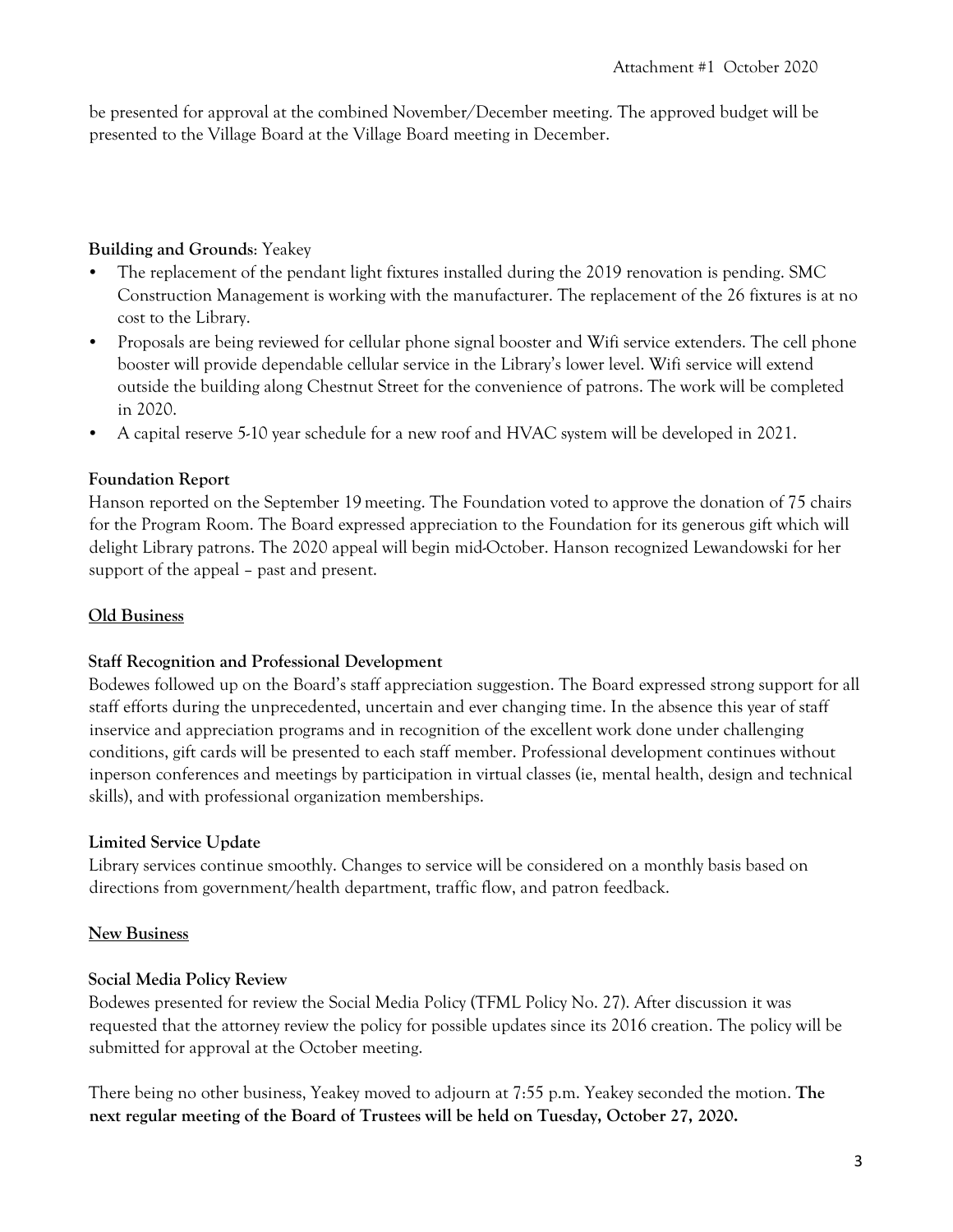be presented for approval at the combined November/December meeting. The approved budget will be presented to the Village Board at the Village Board meeting in December.

**Building and Grounds**: Yeakey

- The replacement of the pendant light fixtures installed during the 2019 renovation is pending. SMC Construction Management is working with the manufacturer. The replacement of the 26 fixtures is at no cost to the Library.
- Proposals are being reviewed for cellular phone signal booster and Wifi service extenders. The cell phone booster will provide dependable cellular service in the Library's lower level. Wifi service will extend outside the building along Chestnut Street for the convenience of patrons. The work will be completed in 2020.
- A capital reserve 5-10 year schedule for a new roof and HVAC system will be developed in 2021.

**Foundation Report**

Hanson reported on the September 19 meeting. The Foundation voted to approve the donation of 75 chairs for the Program Room. The Board expressed appreciation to the Foundation for its generous gift which will delight Library patrons. The 2020 appeal will begin mid-October. Hanson recognized Lewandowski for her support of the appeal – past and present.

**Old Business**

**Staff Recognition and Professional Development**

Bodewes followed up on the Board's staff appreciation suggestion. The Board expressed strong support for all staff efforts during the unprecedented, uncertain and ever changing time. In the absence this year of staff inservice and appreciation programs and in recognition of the excellent work done under challenging conditions, gift cards will be presented to each staff member. Professional development continues without inperson conferences and meetings by participation in virtual classes (ie, mental health, design and technical skills), and with professional organization memberships.

**Limited Service Update**

Library services continue smoothly. Changes to service will be considered on a monthly basis based on directions from government/health department, traffic flow, and patron feedback.

**New Business**

**Social Media Policy Review**

Bodewes presented for review the Social Media Policy (TFML Policy No. 27). After discussion it was requested that the attorney review the policy for possible updates since its 2016 creation. The policy will be submitted for approval at the October meeting.

There being no other business, Yeakey moved to adjourn at 7:55 p.m. Yeakey seconded the motion. **The next regular meeting of the Board of Trustees will be held on Tuesday, October 27, 2020.**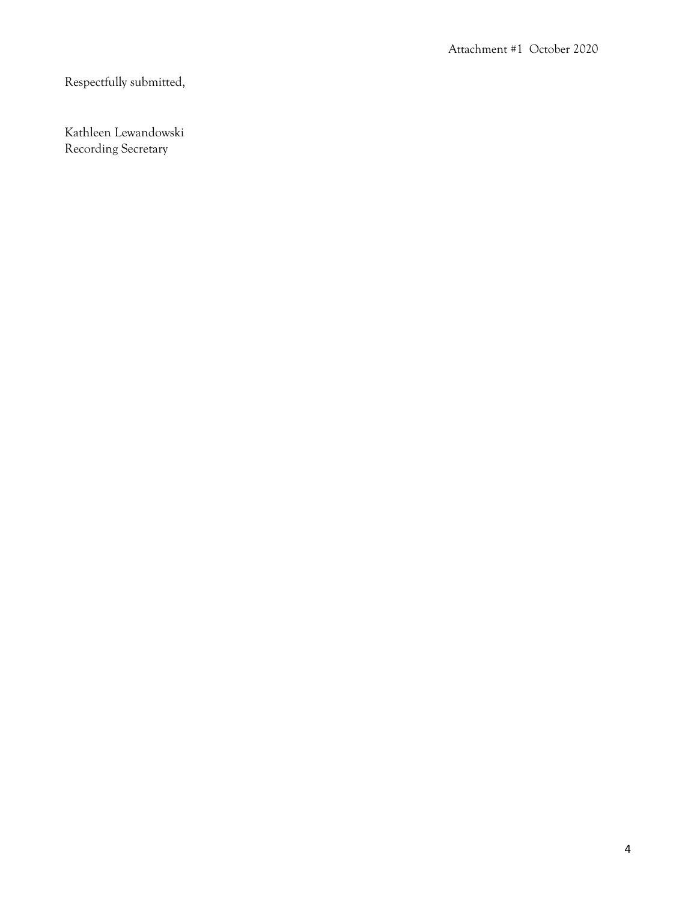Respectfully submitted,

Kathleen Lewandowski
Recording Secretary